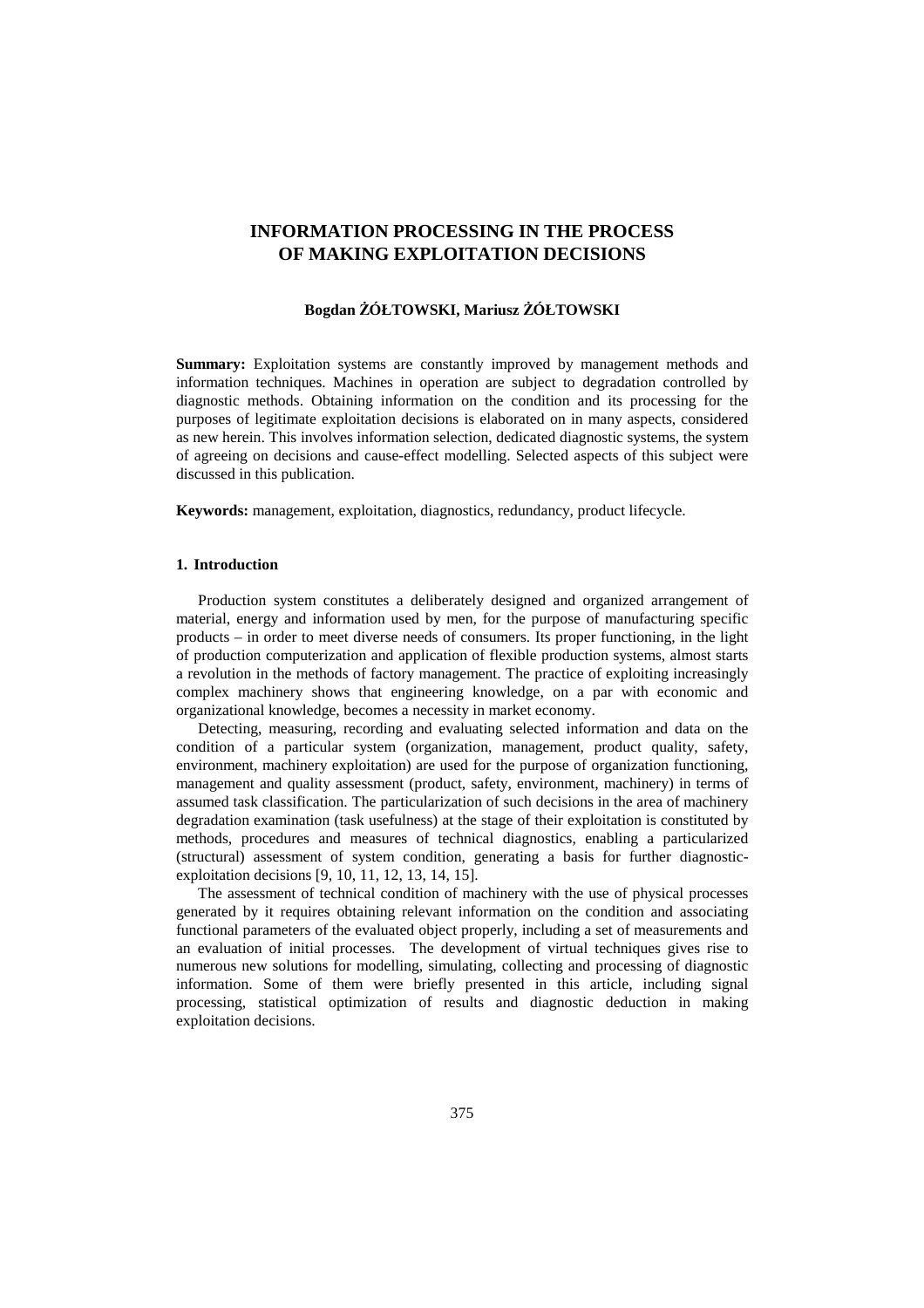# INFORMATION PROCESSING IN THE PROCESS OF MAKING EXPLOITATION DECISIONS

**Bogdan ŻÓŁTOWSKI, Mariusz ŻÓŁTOWSKI**

**Summary:** Exploitation systems are constantly improved by management methods and information techniques. Machines in operation are subject to degradation controlled by diagnostic methods. Obtaining information on the condition and its processing for the purposes of legitimate exploitation decisions is elaborated on in many aspects, considered as new herein. This involves information selection, dedicated diagnostic systems, the system of agreeing on decisions and cause-effect modelling. Selected aspects of this subject were discussed in this publication.

**Keywords:** management, exploitation, diagnostics, redundancy, product lifecycle.

## 1. Introduction

Production system constitutes a deliberately designed and organized arrangement of material, energy and information used by men, for the purpose of manufacturing specific products – in order to meet diverse needs of consumers. Its proper functioning, in the light of production computerization and application of flexible production systems, almost starts a revolution in the methods of factory management. The practice of exploiting increasingly complex machinery shows that engineering knowledge, on a par with economic and organizational knowledge, becomes a necessity in market economy.

Detecting, measuring, recording and evaluating selected information and data on the condition of a particular system (organization, management, product quality, safety, environment, machinery exploitation) are used for the purpose of organization functioning, management and quality assessment (product, safety, environment, machinery) in terms of assumed task classification. The particularization of such decisions in the area of machinery degradation examination (task usefulness) at the stage of their exploitation is constituted by methods, procedures and measures of technical diagnostics, enabling a particularized (structural) assessment of system condition, generating a basis for further diagnostic-exploitation decisions [9, 10, 11, 12, 13, 14, 15].

The assessment of technical condition of machinery with the use of physical processes generated by it requires obtaining relevant information on the condition and associating functional parameters of the evaluated object properly, including a set of measurements and an evaluation of initial processes. The development of virtual techniques gives rise to numerous new solutions for modelling, simulating, collecting and processing of diagnostic information. Some of them were briefly presented in this article, including signal processing, statistical optimization of results and diagnostic deduction in making exploitation decisions.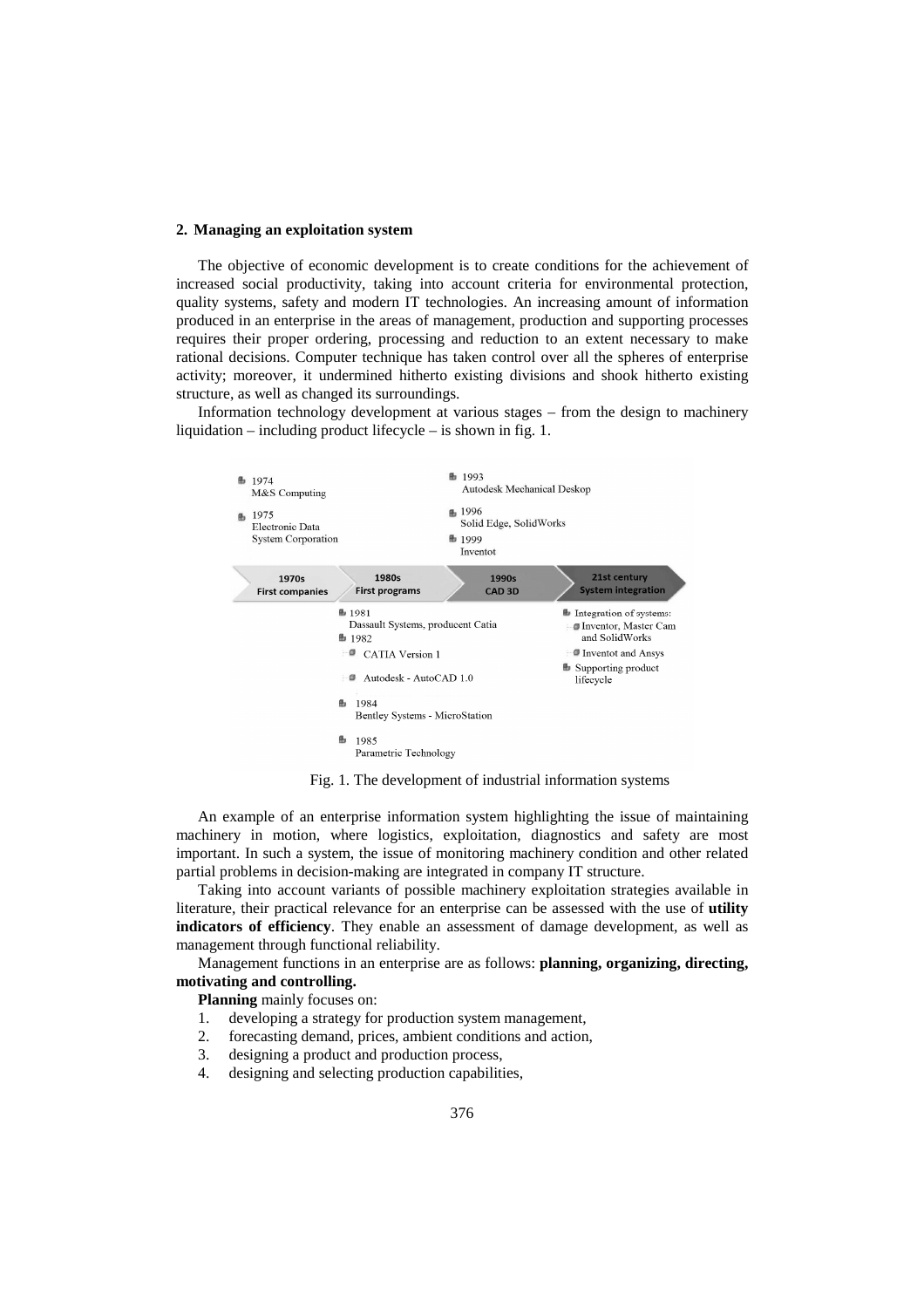## 2. Managing an exploitation system

The objective of economic development is to create conditions for the achievement of increased social productivity, taking into account criteria for environmental protection, quality systems, safety and modern IT technologies. An increasing amount of information produced in an enterprise in the areas of management, production and supporting processes requires their proper ordering, processing and reduction to an extent necessary to make rational decisions. Computer technique has taken control over all the spheres of enterprise activity; moreover, it undermined hitherto existing divisions and shook hitherto existing structure, as well as changed its surroundings.

Information technology development at various stages – from the design to machinery liquidation – including product lifecycle – is shown in fig. 1.

Fig. 1. The development of industrial information systems

An example of an enterprise information system highlighting the issue of maintaining machinery in motion, where logistics, exploitation, diagnostics and safety are most important. In such a system, the issue of monitoring machinery condition and other related partial problems in decision-making are integrated in company IT structure.

Taking into account variants of possible machinery exploitation strategies available in literature, their practical relevance for an enterprise can be assessed with the use of **utility indicators of efficiency**. They enable an assessment of damage development, as well as management through functional reliability.

Management functions in an enterprise are as follows: **planning, organizing, directing, motivating and controlling.**

**Planning** mainly focuses on:

1. developing a strategy for production system management,
2. forecasting demand, prices, ambient conditions and action,
3. designing a product and production process,
4. designing and selecting production capabilities,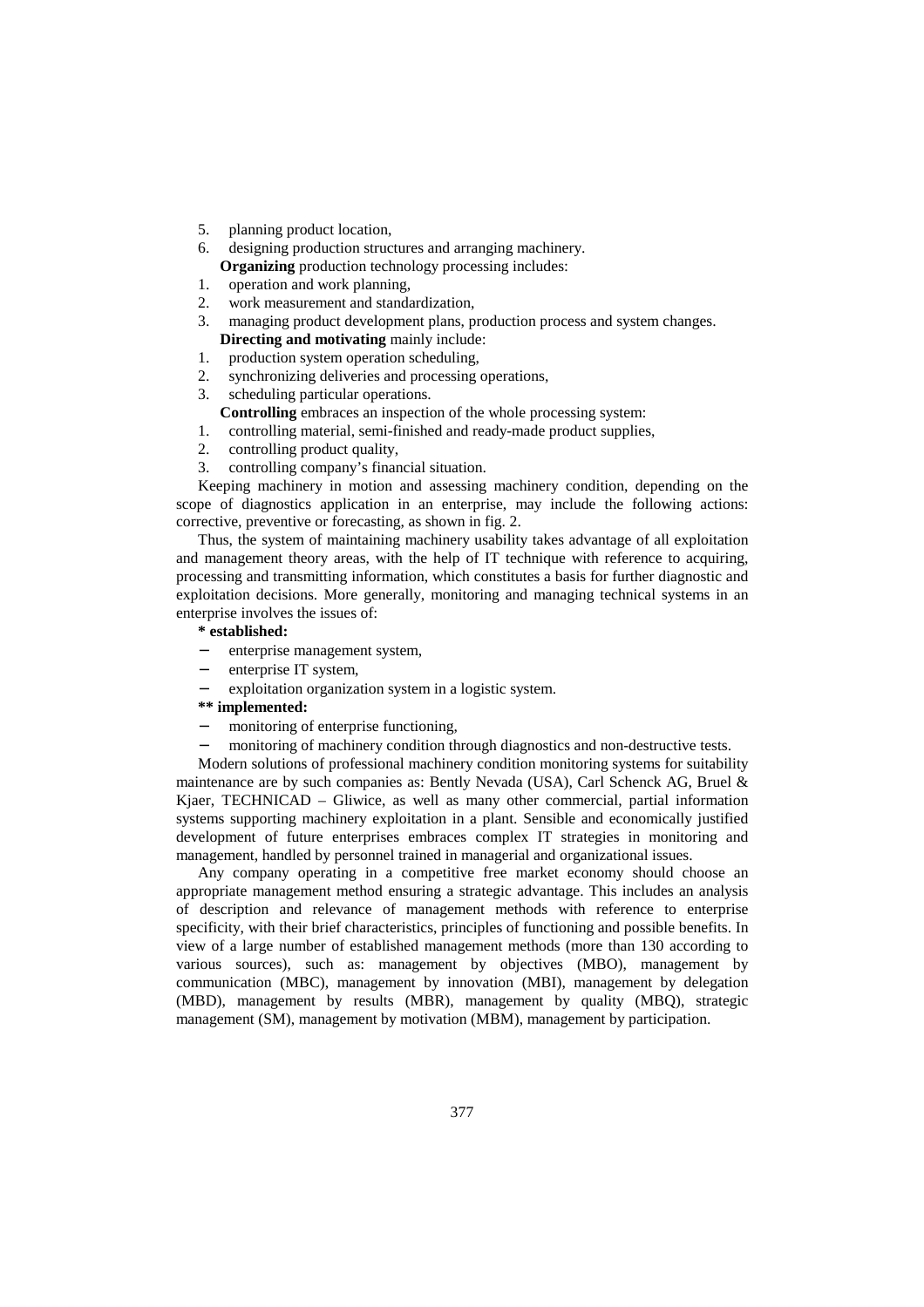5. planning product location,
6. designing production structures and arranging machinery.

**Organizing** production technology processing includes:

1. operation and work planning,
2. work measurement and standardization,
3. managing product development plans, production process and system changes.

**Directing and motivating** mainly include:

1. production system operation scheduling,
2. synchronizing deliveries and processing operations,
3. scheduling particular operations.

**Controlling** embraces an inspection of the whole processing system:

1. controlling material, semi-finished and ready-made product supplies,
2. controlling product quality,
3. controlling company's financial situation.

Keeping machinery in motion and assessing machinery condition, depending on the scope of diagnostics application in an enterprise, may include the following actions: corrective, preventive or forecasting, as shown in fig. 2.

Thus, the system of maintaining machinery usability takes advantage of all exploitation and management theory areas, with the help of IT technique with reference to acquiring, processing and transmitting information, which constitutes a basis for further diagnostic and exploitation decisions. More generally, monitoring and managing technical systems in an enterprise involves the issues of:

**\* established:**

- enterprise management system,
- enterprise IT system,
- exploitation organization system in a logistic system.

**\*\* implemented:**

- monitoring of enterprise functioning,
- monitoring of machinery condition through diagnostics and non-destructive tests.

Modern solutions of professional machinery condition monitoring systems for suitability maintenance are by such companies as: Bently Nevada (USA), Carl Schenck AG, Bruel & Kjaer, TECHNICAD – Gliwice, as well as many other commercial, partial information systems supporting machinery exploitation in a plant. Sensible and economically justified development of future enterprises embraces complex IT strategies in monitoring and management, handled by personnel trained in managerial and organizational issues.

Any company operating in a competitive free market economy should choose an appropriate management method ensuring a strategic advantage. This includes an analysis of description and relevance of management methods with reference to enterprise specificity, with their brief characteristics, principles of functioning and possible benefits. In view of a large number of established management methods (more than 130 according to various sources), such as: management by objectives (MBO), management by communication (MBC), management by innovation (MBI), management by delegation (MBD), management by results (MBR), management by quality (MBQ), strategic management (SM), management by motivation (MBM), management by participation.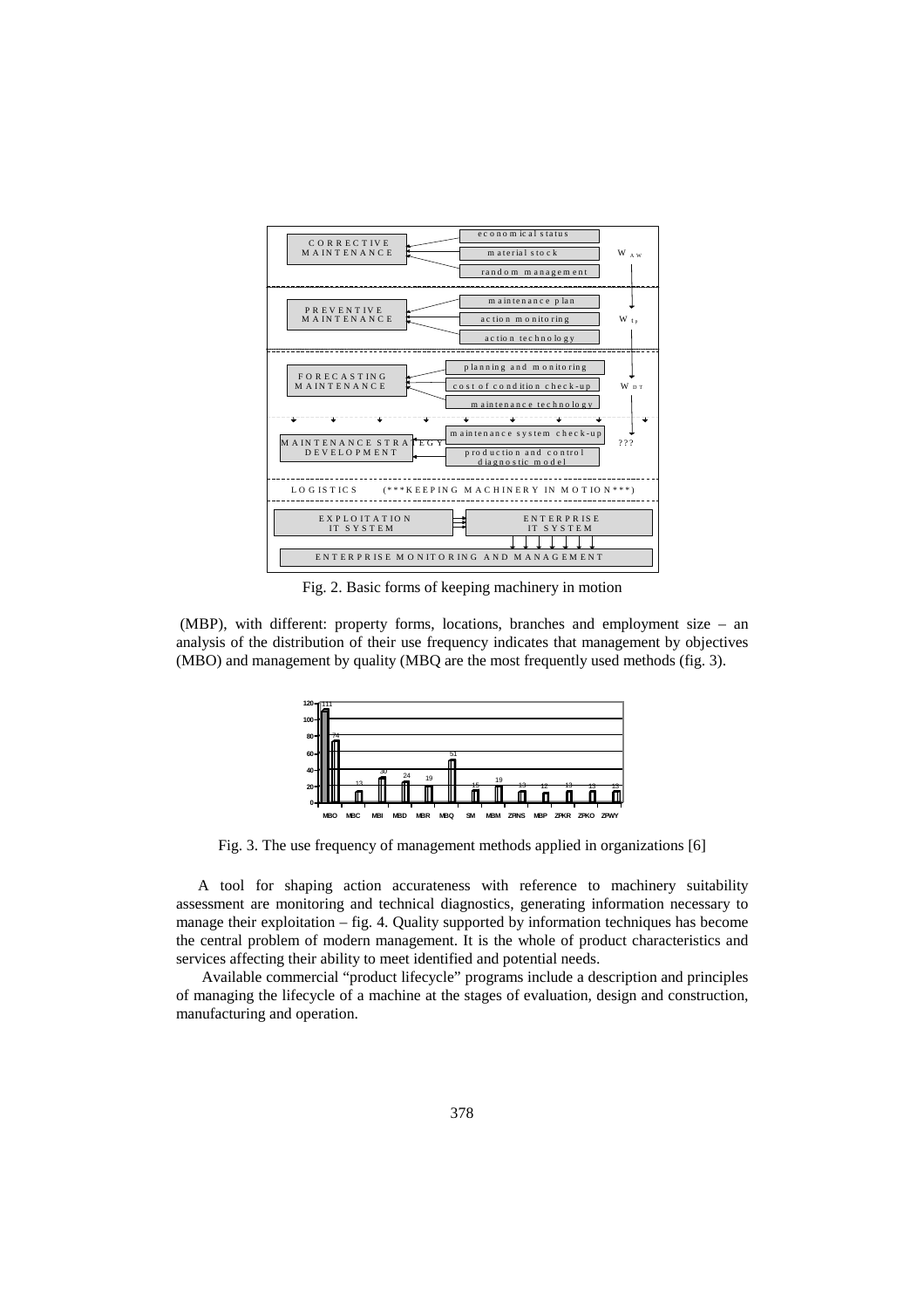Fig. 2. Basic forms of keeping machinery in motion

(MBP), with different: property forms, locations, branches and employment size – an analysis of the distribution of their use frequency indicates that management by objectives (MBO) and management by quality (MBQ are the most frequently used methods (fig. 3).

Fig. 3. The use frequency of management methods applied in organizations [6]

A tool for shaping action accurateness with reference to machinery suitability assessment are monitoring and technical diagnostics, generating information necessary to manage their exploitation – fig. 4. Quality supported by information techniques has become the central problem of modern management. It is the whole of product characteristics and services affecting their ability to meet identified and potential needs.

Available commercial "product lifecycle" programs include a description and principles of managing the lifecycle of a machine at the stages of evaluation, design and construction, manufacturing and operation.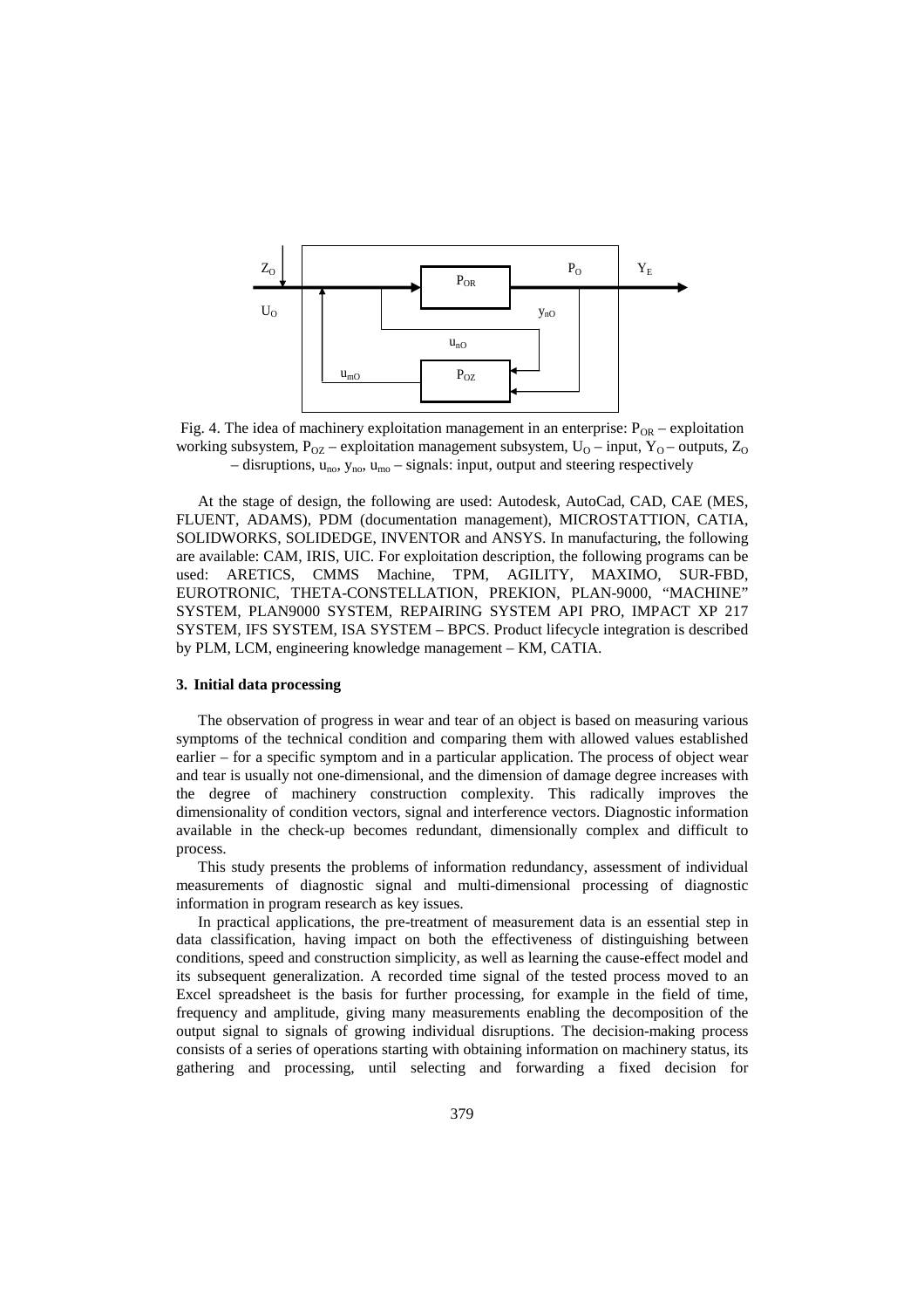Fig. 4. The idea of machinery exploitation management in an enterprise: $P_{OR}$ – exploitation working subsystem, $P_{OZ}$ – exploitation management subsystem, $U_O$ – input, $Y_O$ – outputs, $Z_O$ – disruptions, $u_{no}$, $y_{no}$, $u_{mo}$ – signals: input, output and steering respectively

At the stage of design, the following are used: Autodesk, AutoCad, CAD, CAE (MES, FLUENT, ADAMS), PDM (documentation management), MICROSTATTION, CATIA, SOLIDWORKS, SOLIDEDGE, INVENTOR and ANSYS. In manufacturing, the following are available: CAM, IRIS, UIC. For exploitation description, the following programs can be used: ARETICS, CMMS Machine, TPM, AGILITY, MAXIMO, SUR-FBD, EUROTRONIC, THETA-CONSTELLATION, PREKION, PLAN-9000, "MACHINE" SYSTEM, PLAN9000 SYSTEM, REPAIRING SYSTEM API PRO, IMPACT XP 217 SYSTEM, IFS SYSTEM, ISA SYSTEM – BPCS. Product lifecycle integration is described by PLM, LCM, engineering knowledge management – KM, CATIA.

## 3. Initial data processing

The observation of progress in wear and tear of an object is based on measuring various symptoms of the technical condition and comparing them with allowed values established earlier – for a specific symptom and in a particular application. The process of object wear and tear is usually not one-dimensional, and the dimension of damage degree increases with the degree of machinery construction complexity. This radically improves the dimensionality of condition vectors, signal and interference vectors. Diagnostic information available in the check-up becomes redundant, dimensionally complex and difficult to process.

This study presents the problems of information redundancy, assessment of individual measurements of diagnostic signal and multi-dimensional processing of diagnostic information in program research as key issues.

In practical applications, the pre-treatment of measurement data is an essential step in data classification, having impact on both the effectiveness of distinguishing between conditions, speed and construction simplicity, as well as learning the cause-effect model and its subsequent generalization. A recorded time signal of the tested process moved to an Excel spreadsheet is the basis for further processing, for example in the field of time, frequency and amplitude, giving many measurements enabling the decomposition of the output signal to signals of growing individual disruptions. The decision-making process consists of a series of operations starting with obtaining information on machinery status, its gathering and processing, until selecting and forwarding a fixed decision for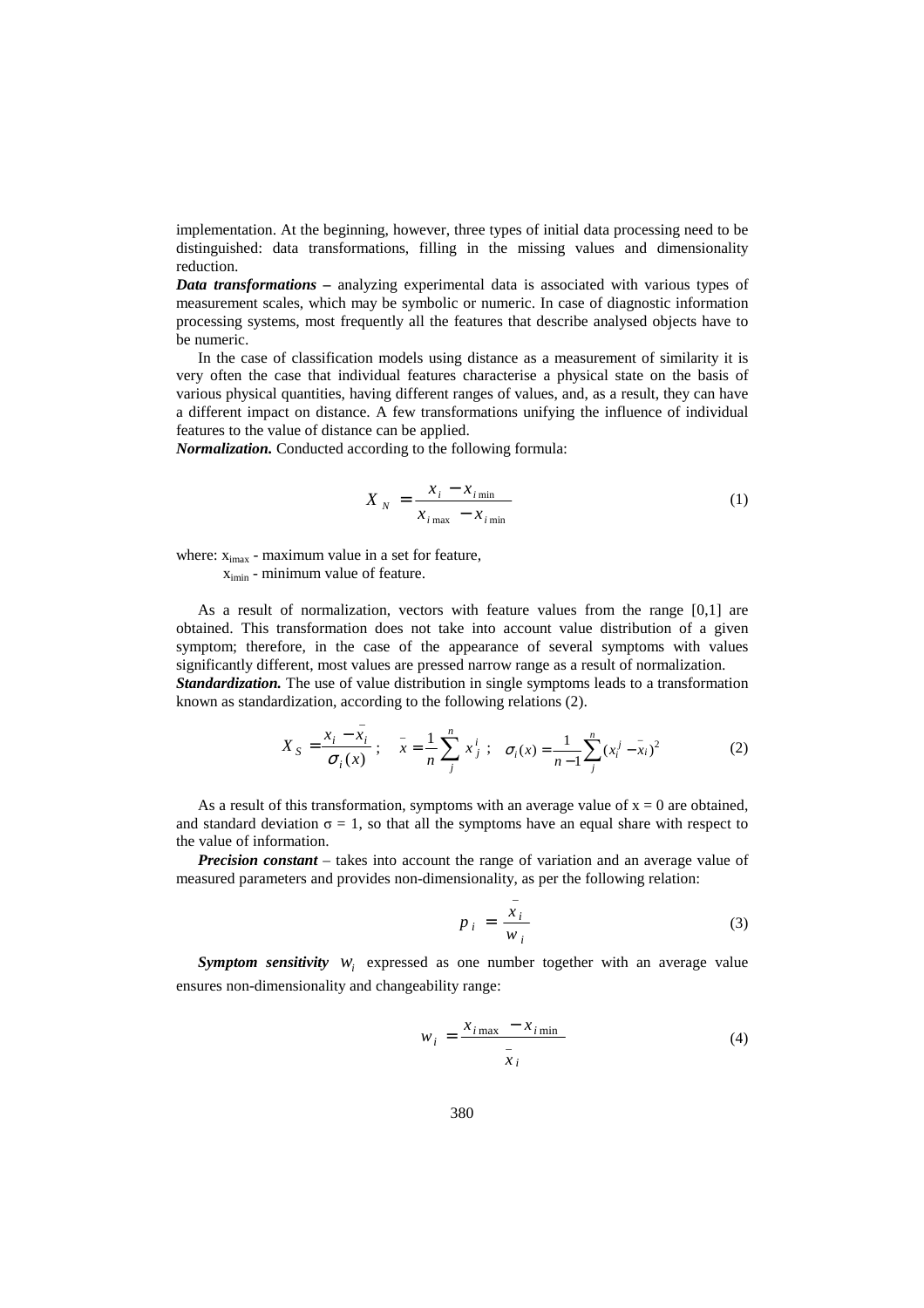implementation. At the beginning, however, three types of initial data processing need to be distinguished: data transformations, filling in the missing values and dimensionality reduction.

***Data transformations*** **–** analyzing experimental data is associated with various types of measurement scales, which may be symbolic or numeric. In case of diagnostic information processing systems, most frequently all the features that describe analysed objects have to be numeric.

In the case of classification models using distance as a measurement of similarity it is very often the case that individual features characterise a physical state on the basis of various physical quantities, having different ranges of values, and, as a result, they can have a different impact on distance. A few transformations unifying the influence of individual features to the value of distance can be applied.

***Normalization.*** Conducted according to the following formula:

$$X_N = \frac{x_i - x_{i\min}}{x_{i\max} - x_{i\min}} \tag{1}$$

where: $x_{i\max}$ - maximum value in a set for feature,
$x_{i\min}$ - minimum value of feature.

As a result of normalization, vectors with feature values from the range [0,1] are obtained. This transformation does not take into account value distribution of a given symptom; therefore, in the case of the appearance of several symptoms with values significantly different, most values are pressed narrow range as a result of normalization.

***Standardization.*** The use of value distribution in single symptoms leads to a transformation known as standardization, according to the following relations (2).

$$X_S = \frac{x_i - \bar{x}_i}{\sigma_i(x)}\ ; \quad \bar{x} = \frac{1}{n}\sum_{j}^{n} x_j^i\ ; \quad \sigma_i(x) = \frac{1}{n-1}\sum_{j}^{n}(x_i^j - \bar{x}_i)^2 \tag{2}$$

As a result of this transformation, symptoms with an average value of $x = 0$ are obtained, and standard deviation $\sigma = 1$, so that all the symptoms have an equal share with respect to the value of information.

***Precision constant*** – takes into account the range of variation and an average value of measured parameters and provides non-dimensionality, as per the following relation:

$$p_i = \frac{\bar{x}_i}{w_i} \tag{3}$$

***Symptom sensitivity*** $w_i$ expressed as one number together with an average value ensures non-dimensionality and changeability range:

$$w_i = \frac{x_{i\max} - x_{i\min}}{\bar{x}_i} \tag{4}$$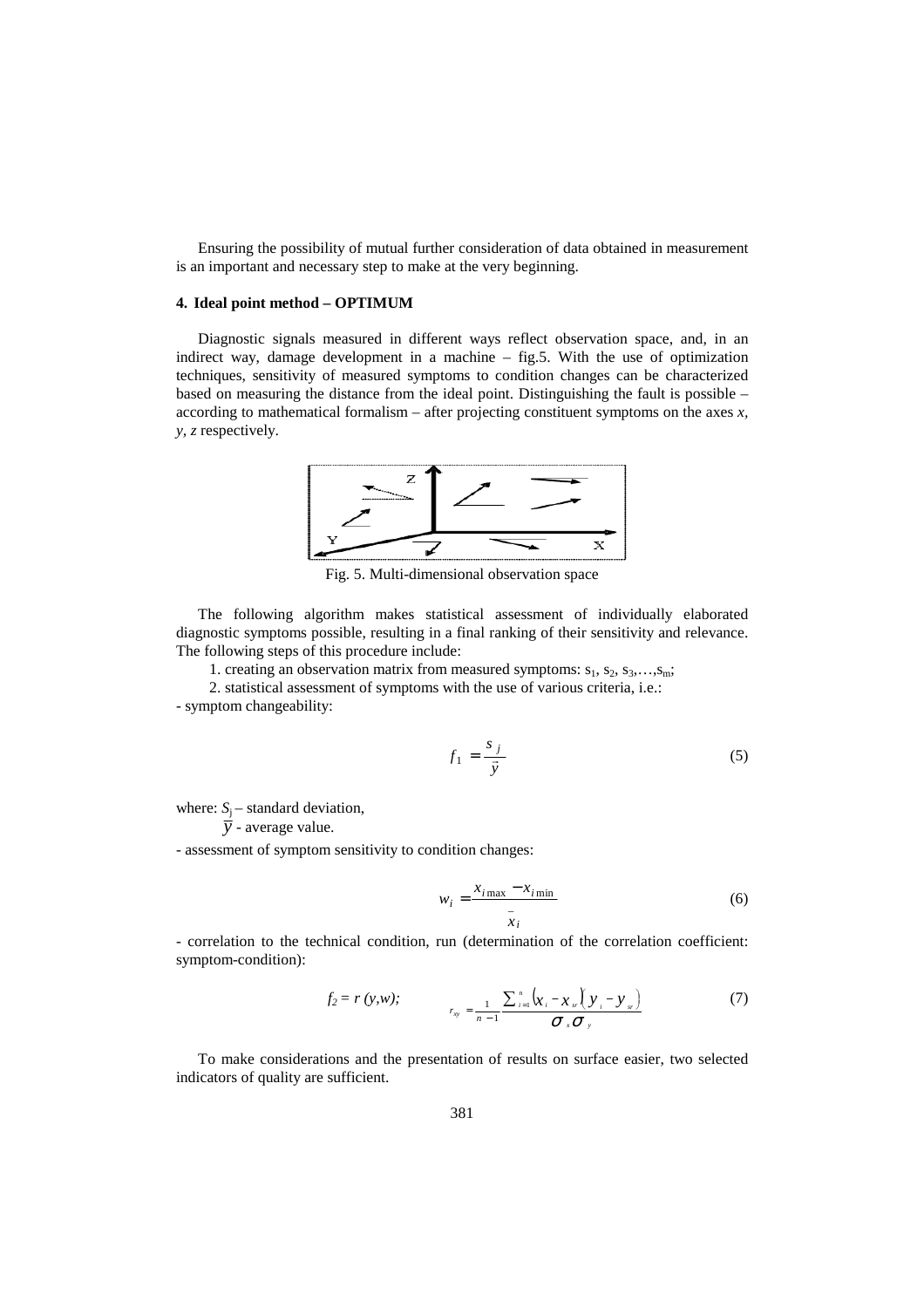Ensuring the possibility of mutual further consideration of data obtained in measurement is an important and necessary step to make at the very beginning.

#### 4. Ideal point method – OPTIMUM

Diagnostic signals measured in different ways reflect observation space, and, in an indirect way, damage development in a machine – fig.5. With the use of optimization techniques, sensitivity of measured symptoms to condition changes can be characterized based on measuring the distance from the ideal point. Distinguishing the fault is possible – according to mathematical formalism – after projecting constituent symptoms on the axes *x, y, z* respectively.

Fig. 5. Multi-dimensional observation space

The following algorithm makes statistical assessment of individually elaborated diagnostic symptoms possible, resulting in a final ranking of their sensitivity and relevance. The following steps of this procedure include:

1. creating an observation matrix from measured symptoms: $s_1, s_2, s_3, \ldots, s_m$;
2. statistical assessment of symptoms with the use of various criteria, i.e.:

- symptom changeability:

$$f_1 = \frac{s_j}{\bar{y}} \tag{5}$$

where: $S_j$ – standard deviation,
$\bar{y}$ - average value.

- assessment of symptom sensitivity to condition changes:

$$w_i = \frac{x_{i\max} - x_{i\min}}{\bar{x}_i} \tag{6}$$

- correlation to the technical condition, run (determination of the correlation coefficient: symptom-condition):

$$f_2 = r\,(y,w); \qquad r_{xy} = \frac{1}{n-1} \frac{\sum_{i=1}^{n} \left(x_i - x_{sr}\right)\left(y_i - y_{sr}\right)}{\sigma_x \sigma_y} \tag{7}$$

To make considerations and the presentation of results on surface easier, two selected indicators of quality are sufficient.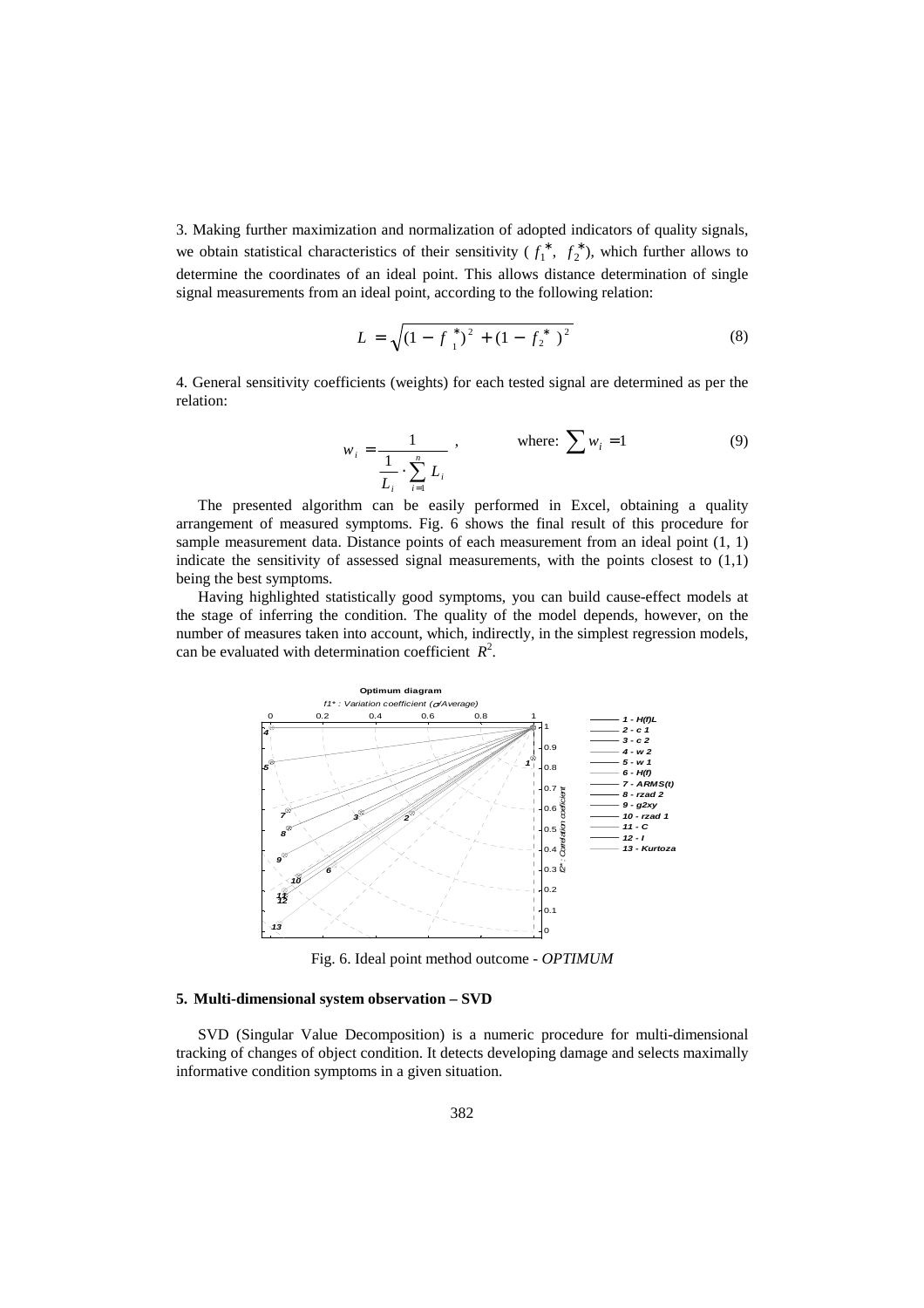3. Making further maximization and normalization of adopted indicators of quality signals, we obtain statistical characteristics of their sensitivity ( $f_1^*$, $f_2^*$), which further allows to determine the coordinates of an ideal point. This allows distance determination of single signal measurements from an ideal point, according to the following relation:

$$L = \sqrt{(1 - f_1^*)^2 + (1 - f_2^*)^2} \tag{8}$$

4. General sensitivity coefficients (weights) for each tested signal are determined as per the relation:

$$w_i = \frac{1}{\frac{1}{L_i} \cdot \sum_{i=1}^{n} L_i} , \qquad \text{where: } \sum w_i = 1 \tag{9}$$

The presented algorithm can be easily performed in Excel, obtaining a quality arrangement of measured symptoms. Fig. 6 shows the final result of this procedure for sample measurement data. Distance points of each measurement from an ideal point (1, 1) indicate the sensitivity of assessed signal measurements, with the points closest to (1,1) being the best symptoms.

Having highlighted statistically good symptoms, you can build cause-effect models at the stage of inferring the condition. The quality of the model depends, however, on the number of measures taken into account, which, indirectly, in the simplest regression models, can be evaluated with determination coefficient $R^2$.

Fig. 6. Ideal point method outcome - *OPTIMUM*

## 5. Multi-dimensional system observation – SVD

SVD (Singular Value Decomposition) is a numeric procedure for multi-dimensional tracking of changes of object condition. It detects developing damage and selects maximally informative condition symptoms in a given situation.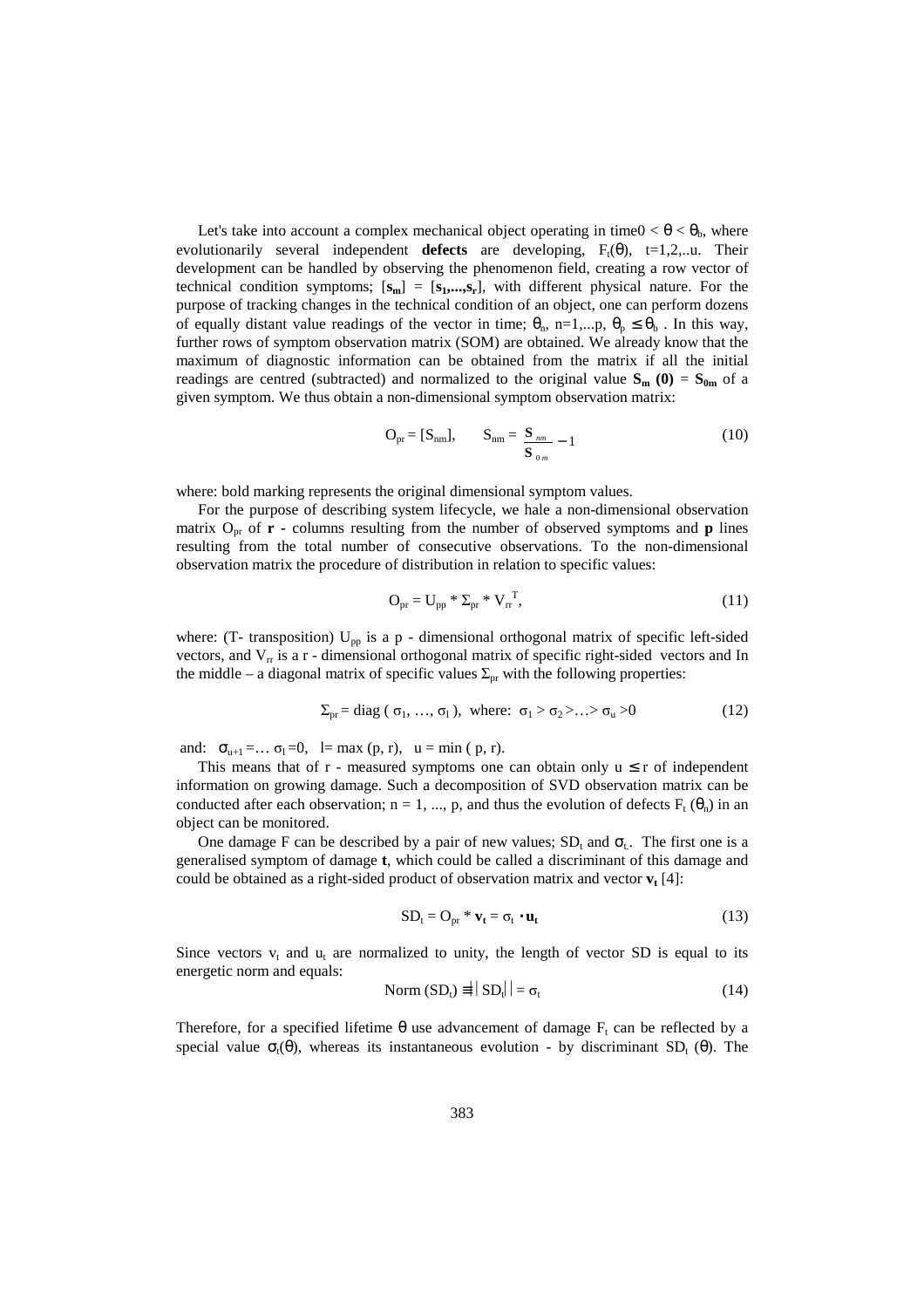Let's take into account a complex mechanical object operating in time $0 < \theta < \theta_b$, where evolutionarily several independent **defects** are developing, $F_t(\theta)$, t=1,2,..u. Their development can be handled by observing the phenomenon field, creating a row vector of technical condition symptoms; $[\mathbf{s_m}] = [\mathbf{s_1,...,s_r}]$, with different physical nature. For the purpose of tracking changes in the technical condition of an object, one can perform dozens of equally distant value readings of the vector in time; $\theta_n$, n=1,...p, $\theta_p \leq \theta_b$ . In this way, further rows of symptom observation matrix (SOM) are obtained. We already know that the maximum of diagnostic information can be obtained from the matrix if all the initial readings are centred (subtracted) and normalized to the original value $\mathbf{S_m}$ **(0)** = $\mathbf{S_{0m}}$ of a given symptom. We thus obtain a non-dimensional symptom observation matrix:

$$O_{pr} = [S_{nm}], \qquad S_{nm} = \frac{\mathbf{S}_{nm}}{\mathbf{S}_{0m}} - 1 \tag{10}$$

where: bold marking represents the original dimensional symptom values.

For the purpose of describing system lifecycle, we hale a non-dimensional observation matrix $O_{pr}$ of **r** - columns resulting from the number of observed symptoms and **p** lines resulting from the total number of consecutive observations. To the non-dimensional observation matrix the procedure of distribution in relation to specific values:

$$O_{pr} = U_{pp} * \Sigma_{pr} * V_{rr}^{T}, \tag{11}$$

where: (T- transposition) $U_{pp}$ is a p - dimensional orthogonal matrix of specific left-sided vectors, and $V_{rr}$ is a r - dimensional orthogonal matrix of specific right-sided vectors and In the middle – a diagonal matrix of specific values $\Sigma_{pr}$ with the following properties:

$$\Sigma_{pr} = \text{diag}\,(\sigma_1, \ldots, \sigma_l), \text{ where: } \sigma_1 > \sigma_2 > \ldots > \sigma_u > 0 \tag{12}$$

and: $\sigma_{u+1} = \ldots \sigma_l = 0$, $l = \max(p, r)$, $u = \min(p, r)$.

This means that of r - measured symptoms one can obtain only $u \leq r$ of independent information on growing damage. Such a decomposition of SVD observation matrix can be conducted after each observation; n = 1, ..., p, and thus the evolution of defects $F_t(\theta_n)$ in an object can be monitored.

One damage F can be described by a pair of new values; $SD_t$ and $\sigma_t$. The first one is a generalised symptom of damage **t**, which could be called a discriminant of this damage and could be obtained as a right-sided product of observation matrix and vector $\mathbf{v_t}$ [4]:

$$SD_t = O_{pr} * \mathbf{v_t} = \sigma_t \cdot \mathbf{u_t} \tag{13}$$

Since vectors $v_t$ and $u_t$ are normalized to unity, the length of vector SD is equal to its energetic norm and equals:

$$\text{Norm}\,(SD_t) \equiv \left|\,|SD_t|\,\right| = \sigma_t \tag{14}$$

Therefore, for a specified lifetime $\theta$ use advancement of damage $F_t$ can be reflected by a special value $\sigma_t(\theta)$, whereas its instantaneous evolution - by discriminant $SD_t(\theta)$. The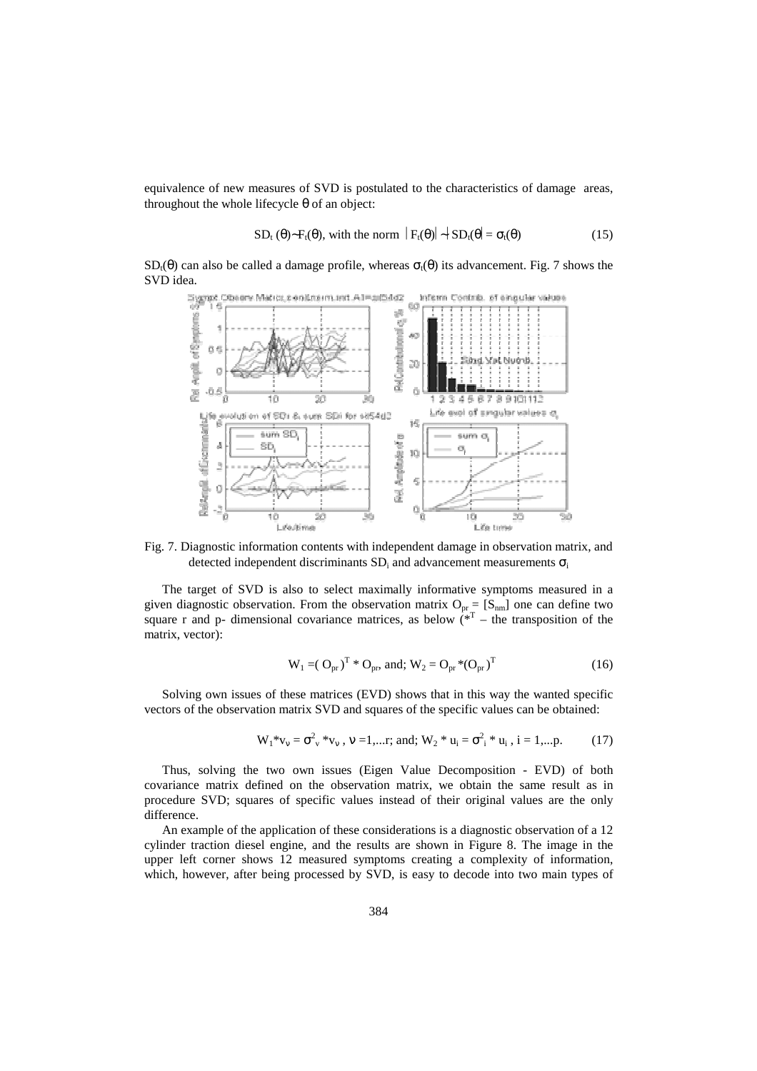equivalence of new measures of SVD is postulated to the characteristics of damage areas, throughout the whole lifecycle $\theta$ of an object:

$$SD_t(\theta) \sim F_t(\theta), \text{ with the norm } |F_t(\theta)| \sim |SD_t(\theta)| = \sigma_t(\theta) \tag{15}$$

$SD_t(\theta)$ can also be called a damage profile, whereas $\sigma_t(\theta)$ its advancement. Fig. 7 shows the SVD idea.

Fig. 7. Diagnostic information contents with independent damage in observation matrix, and detected independent discriminants $SD_i$ and advancement measurements $\sigma_i$

The target of SVD is also to select maximally informative symptoms measured in a given diagnostic observation. From the observation matrix $O_{pr} = [S_{nm}]$ one can define two square r and p- dimensional covariance matrices, as below ($*^T$ – the transposition of the matrix, vector):

$$W_1 = (O_{pr})^T * O_{pr}, \text{ and; } W_2 = O_{pr} * (O_{pr})^T \tag{16}$$

Solving own issues of these matrices (EVD) shows that in this way the wanted specific vectors of the observation matrix SVD and squares of the specific values can be obtained:

$$W_1 * v_\nu = \sigma^2_\nu * v_\nu,\ \nu = 1,...r; \text{ and; } W_2 * u_i = \sigma^2_i * u_i,\ i = 1,...p. \tag{17}$$

Thus, solving the two own issues (Eigen Value Decomposition - EVD) of both covariance matrix defined on the observation matrix, we obtain the same result as in procedure SVD; squares of specific values instead of their original values are the only difference.

An example of the application of these considerations is a diagnostic observation of a 12 cylinder traction diesel engine, and the results are shown in Figure 8. The image in the upper left corner shows 12 measured symptoms creating a complexity of information, which, however, after being processed by SVD, is easy to decode into two main types of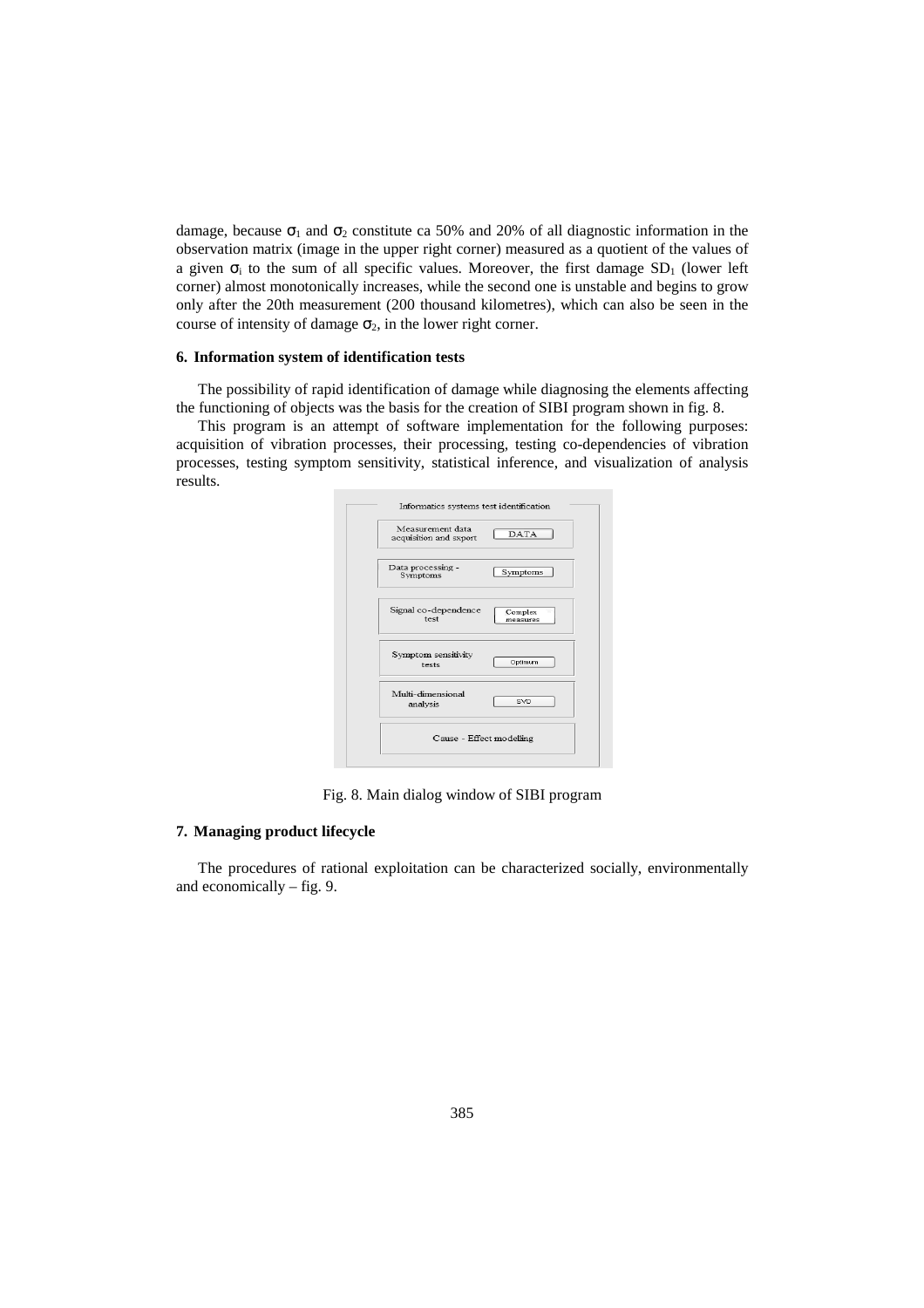damage, because $\sigma_1$ and $\sigma_2$ constitute ca 50% and 20% of all diagnostic information in the observation matrix (image in the upper right corner) measured as a quotient of the values of a given $\sigma_i$ to the sum of all specific values. Moreover, the first damage $SD_1$ (lower left corner) almost monotonically increases, while the second one is unstable and begins to grow only after the 20th measurement (200 thousand kilometres), which can also be seen in the course of intensity of damage $\sigma_2$, in the lower right corner.

## 6. Information system of identification tests

The possibility of rapid identification of damage while diagnosing the elements affecting the functioning of objects was the basis for the creation of SIBI program shown in fig. 8.

This program is an attempt of software implementation for the following purposes: acquisition of vibration processes, their processing, testing co-dependencies of vibration processes, testing symptom sensitivity, statistical inference, and visualization of analysis results.

Informatics systems test identification

Measurement data acquisition and export — DATA

Data processing - Symptoms — Symptoms

Signal co-dependence test — Complex measures

Symptom sensitivity tests — Optimum

Multi-dimensional analysis — SVD

Cause - Effect modelling

Fig. 8. Main dialog window of SIBI program

## 7. Managing product lifecycle

The procedures of rational exploitation can be characterized socially, environmentally and economically – fig. 9.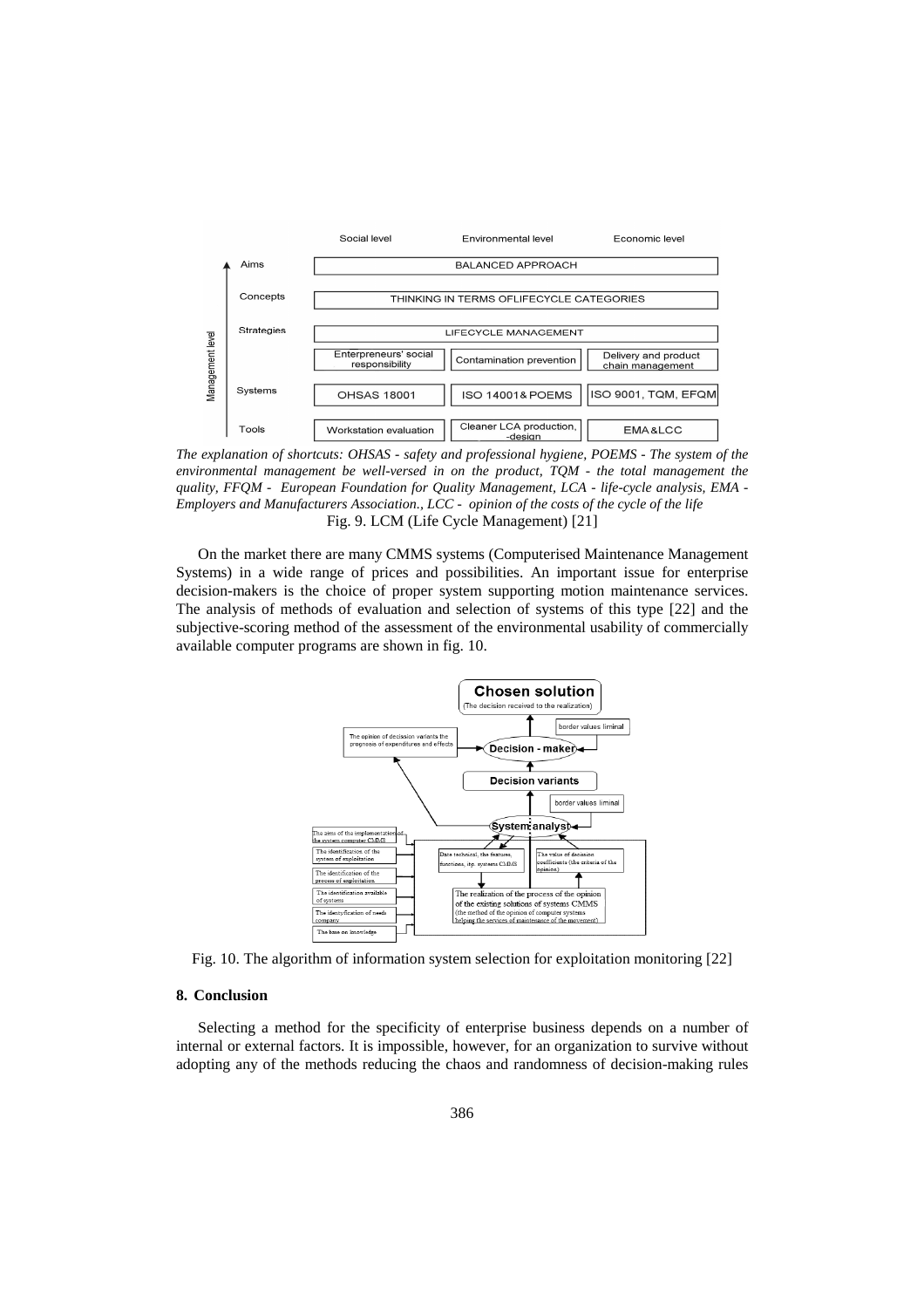| | | Social level | Environmental level | Economic level |
|---|---|---|---|---|
| Management level | Aims | BALANCED APPROACH | | |
| | Concepts | THINKING IN TERMS OFLIFECYCLE CATEGORIES | | |
| | Strategies | LIFECYCLE MANAGEMENT | | |
| | | Enterpreneurs' social responsibility | Contamination prevention | Delivery and product chain management |
| | Systems | OHSAS 18001 | ISO 14001& POEMS | ISO 9001, TQM, EFQM |
| | Tools | Workstation evaluation | Cleaner LCA production, -design | EMA&LCC |

*The explanation of shortcuts: OHSAS - safety and professional hygiene, POEMS - The system of the environmental management be well-versed in on the product, TQM - the total management the quality, FFQM - European Foundation for Quality Management, LCA - life-cycle analysis, EMA - Employers and Manufacturers Association., LCC - opinion of the costs of the cycle of the life*

Fig. 9. LCM (Life Cycle Management) [21]

On the market there are many CMMS systems (Computerised Maintenance Management Systems) in a wide range of prices and possibilities. An important issue for enterprise decision-makers is the choice of proper system supporting motion maintenance services. The analysis of methods of evaluation and selection of systems of this type [22] and the subjective-scoring method of the assessment of the environmental usability of commercially available computer programs are shown in fig. 10.

Fig. 10. The algorithm of information system selection for exploitation monitoring [22]

## 8. Conclusion

Selecting a method for the specificity of enterprise business depends on a number of internal or external factors. It is impossible, however, for an organization to survive without adopting any of the methods reducing the chaos and randomness of decision-making rules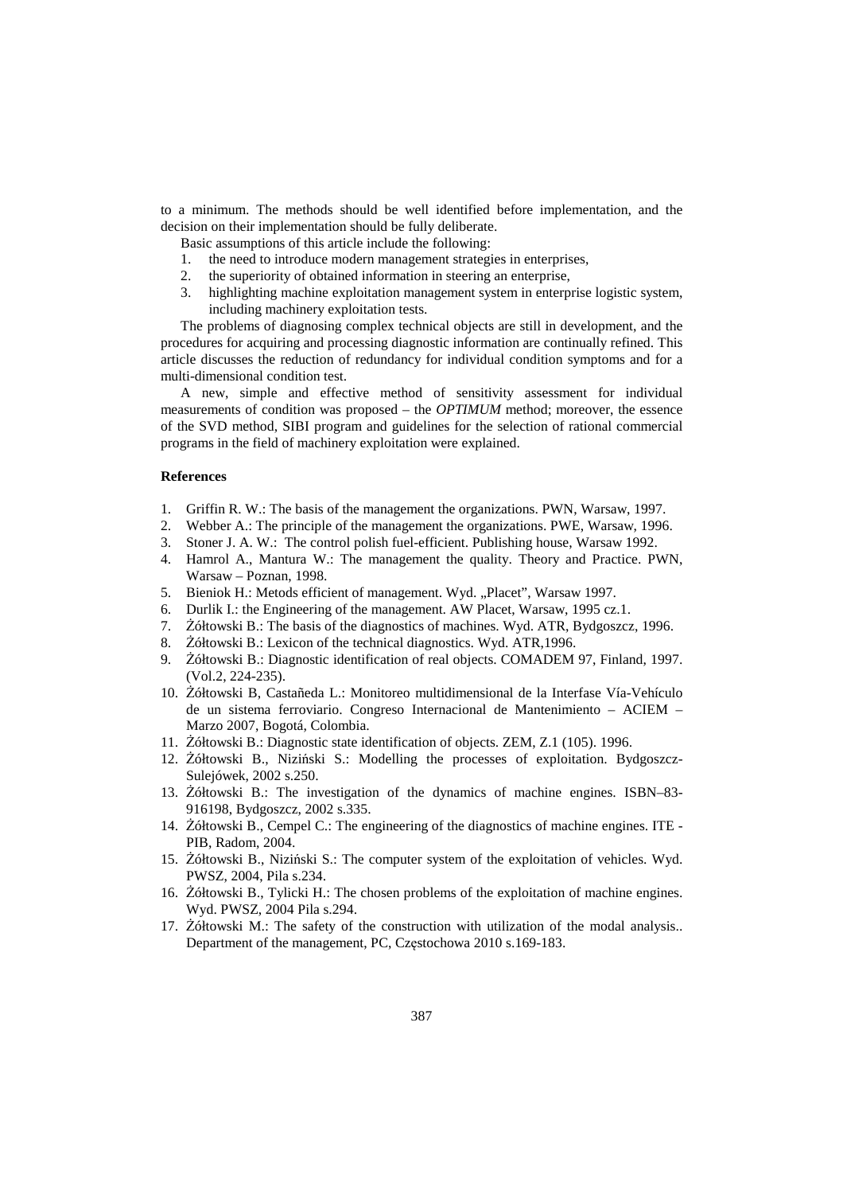to a minimum. The methods should be well identified before implementation, and the decision on their implementation should be fully deliberate.

Basic assumptions of this article include the following:

1. the need to introduce modern management strategies in enterprises,
2. the superiority of obtained information in steering an enterprise,
3. highlighting machine exploitation management system in enterprise logistic system, including machinery exploitation tests.

The problems of diagnosing complex technical objects are still in development, and the procedures for acquiring and processing diagnostic information are continually refined. This article discusses the reduction of redundancy for individual condition symptoms and for a multi-dimensional condition test.

A new, simple and effective method of sensitivity assessment for individual measurements of condition was proposed – the *OPTIMUM* method; moreover, the essence of the SVD method, SIBI program and guidelines for the selection of rational commercial programs in the field of machinery exploitation were explained.

**References**

1. Griffin R. W.: The basis of the management the organizations. PWN, Warsaw, 1997.
2. Webber A.: The principle of the management the organizations. PWE, Warsaw, 1996.
3. Stoner J. A. W.: The control polish fuel-efficient. Publishing house, Warsaw 1992.
4. Hamrol A., Mantura W.: The management the quality. Theory and Practice. PWN, Warsaw – Poznan, 1998.
5. Bieniok H.: Metods efficient of management. Wyd. „Placet", Warsaw 1997.
6. Durlik I.: the Engineering of the management. AW Placet, Warsaw, 1995 cz.1.
7. Żółtowski B.: The basis of the diagnostics of machines. Wyd. ATR, Bydgoszcz, 1996.
8. Żółtowski B.: Lexicon of the technical diagnostics. Wyd. ATR,1996.
9. Żółtowski B.: Diagnostic identification of real objects. COMADEM 97, Finland, 1997. (Vol.2, 224-235).
10. Żółtowski B, Castañeda L.: Monitoreo multidimensional de la Interfase Vía-Vehículo de un sistema ferroviario. Congreso Internacional de Mantenimiento – ACIEM – Marzo 2007, Bogotá, Colombia.
11. Żółtowski B.: Diagnostic state identification of objects. ZEM, Z.1 (105). 1996.
12. Żółtowski B., Niziński S.: Modelling the processes of exploitation. Bydgoszcz-Sulejówek, 2002 s.250.
13. Żółtowski B.: The investigation of the dynamics of machine engines. ISBN–83-916198, Bydgoszcz, 2002 s.335.
14. Żółtowski B., Cempel C.: The engineering of the diagnostics of machine engines. ITE - PIB, Radom, 2004.
15. Żółtowski B., Niziński S.: The computer system of the exploitation of vehicles. Wyd. PWSZ, 2004, Pila s.234.
16. Żółtowski B., Tylicki H.: The chosen problems of the exploitation of machine engines. Wyd. PWSZ, 2004 Pila s.294.
17. Żółtowski M.: The safety of the construction with utilization of the modal analysis.. Department of the management, PC, Częstochowa 2010 s.169-183.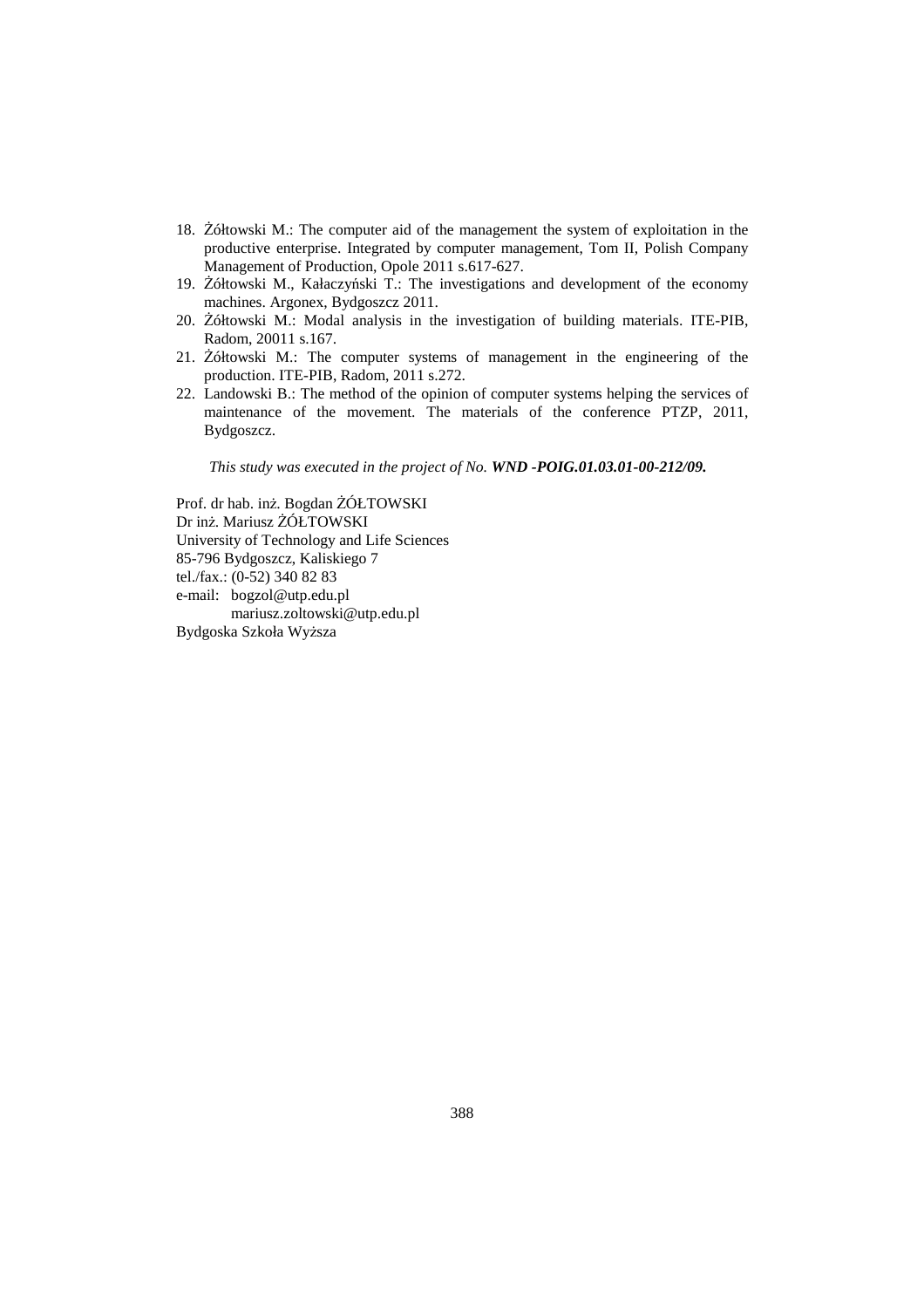18. Żółtowski M.: The computer aid of the management the system of exploitation in the productive enterprise. Integrated by computer management, Tom II, Polish Company Management of Production, Opole 2011 s.617-627.
19. Żółtowski M., Kałaczyński T.: The investigations and development of the economy machines. Argonex, Bydgoszcz 2011.
20. Żółtowski M.: Modal analysis in the investigation of building materials. ITE-PIB, Radom, 20011 s.167.
21. Żółtowski M.: The computer systems of management in the engineering of the production. ITE-PIB, Radom, 2011 s.272.
22. Landowski B.: The method of the opinion of computer systems helping the services of maintenance of the movement. The materials of the conference PTZP, 2011, Bydgoszcz.

*This study was executed in the project of No.* ***WND -POIG.01.03.01-00-212/09.***

Prof. dr hab. inż. Bogdan ŻÓŁTOWSKI
Dr inż. Mariusz ŻÓŁTOWSKI
University of Technology and Life Sciences
85-796 Bydgoszcz, Kaliskiego 7
tel./fax.: (0-52) 340 82 83
e-mail: bogzol@utp.edu.pl
mariusz.zoltowski@utp.edu.pl
Bydgoska Szkoła Wyższa